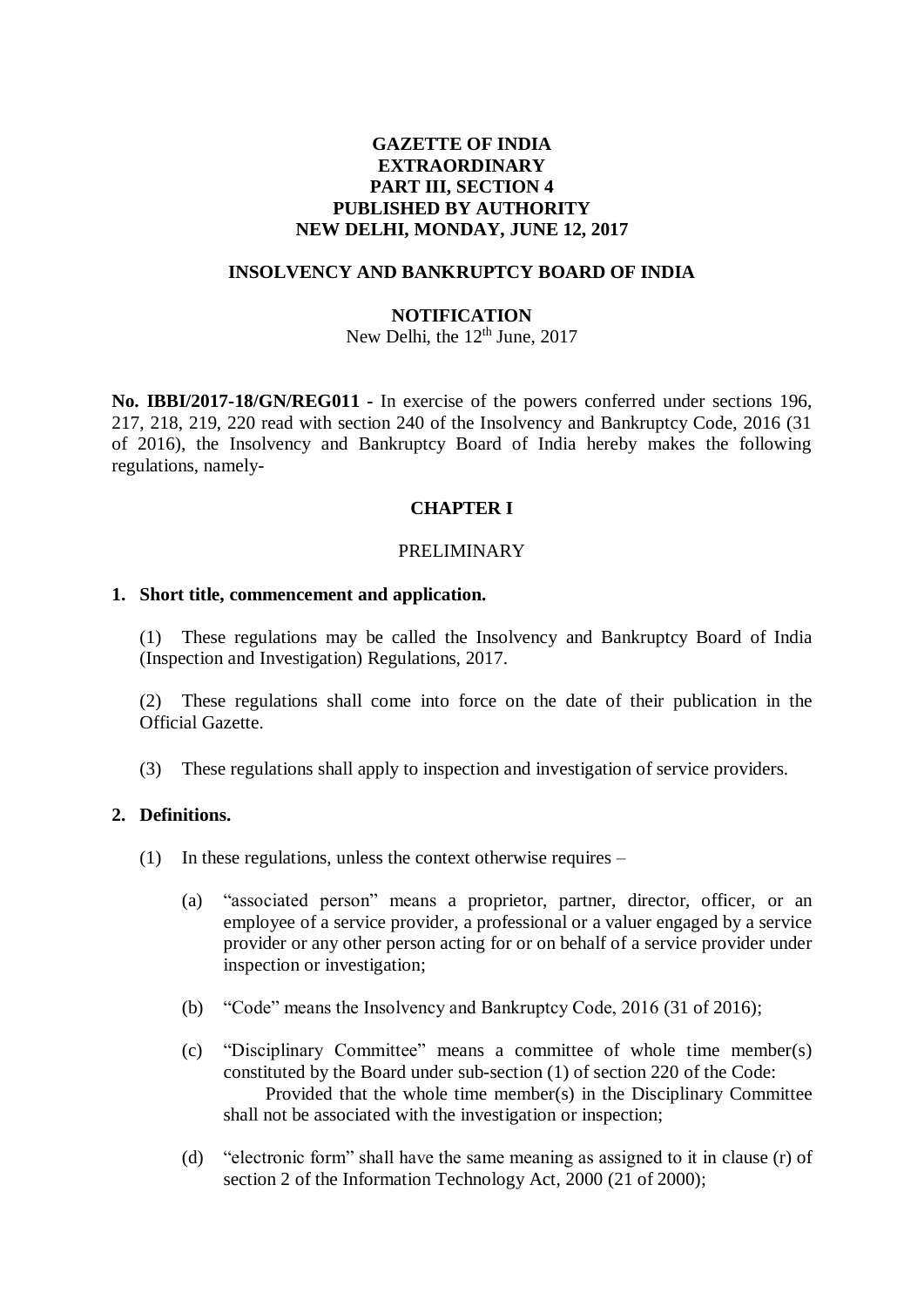**GAZETTE OF INDIA**
**EXTRAORDINARY**
**PART III, SECTION 4**
**PUBLISHED BY AUTHORITY**
**NEW DELHI, MONDAY, JUNE 12, 2017**

**INSOLVENCY AND BANKRUPTCY BOARD OF INDIA**

**NOTIFICATION**

New Delhi, the 12th June, 2017

**No. IBBI/2017-18/GN/REG011 -** In exercise of the powers conferred under sections 196, 217, 218, 219, 220 read with section 240 of the Insolvency and Bankruptcy Code, 2016 (31 of 2016), the Insolvency and Bankruptcy Board of India hereby makes the following regulations, namely-

## CHAPTER I

### PRELIMINARY

**1. Short title, commencement and application.**

(1) These regulations may be called the Insolvency and Bankruptcy Board of India (Inspection and Investigation) Regulations, 2017.

(2) These regulations shall come into force on the date of their publication in the Official Gazette.

(3) These regulations shall apply to inspection and investigation of service providers.

**2. Definitions.**

(1) In these regulations, unless the context otherwise requires –

(a) "associated person" means a proprietor, partner, director, officer, or an employee of a service provider, a professional or a valuer engaged by a service provider or any other person acting for or on behalf of a service provider under inspection or investigation;

(b) "Code" means the Insolvency and Bankruptcy Code, 2016 (31 of 2016);

(c) "Disciplinary Committee" means a committee of whole time member(s) constituted by the Board under sub-section (1) of section 220 of the Code:

Provided that the whole time member(s) in the Disciplinary Committee shall not be associated with the investigation or inspection;

(d) "electronic form" shall have the same meaning as assigned to it in clause (r) of section 2 of the Information Technology Act, 2000 (21 of 2000);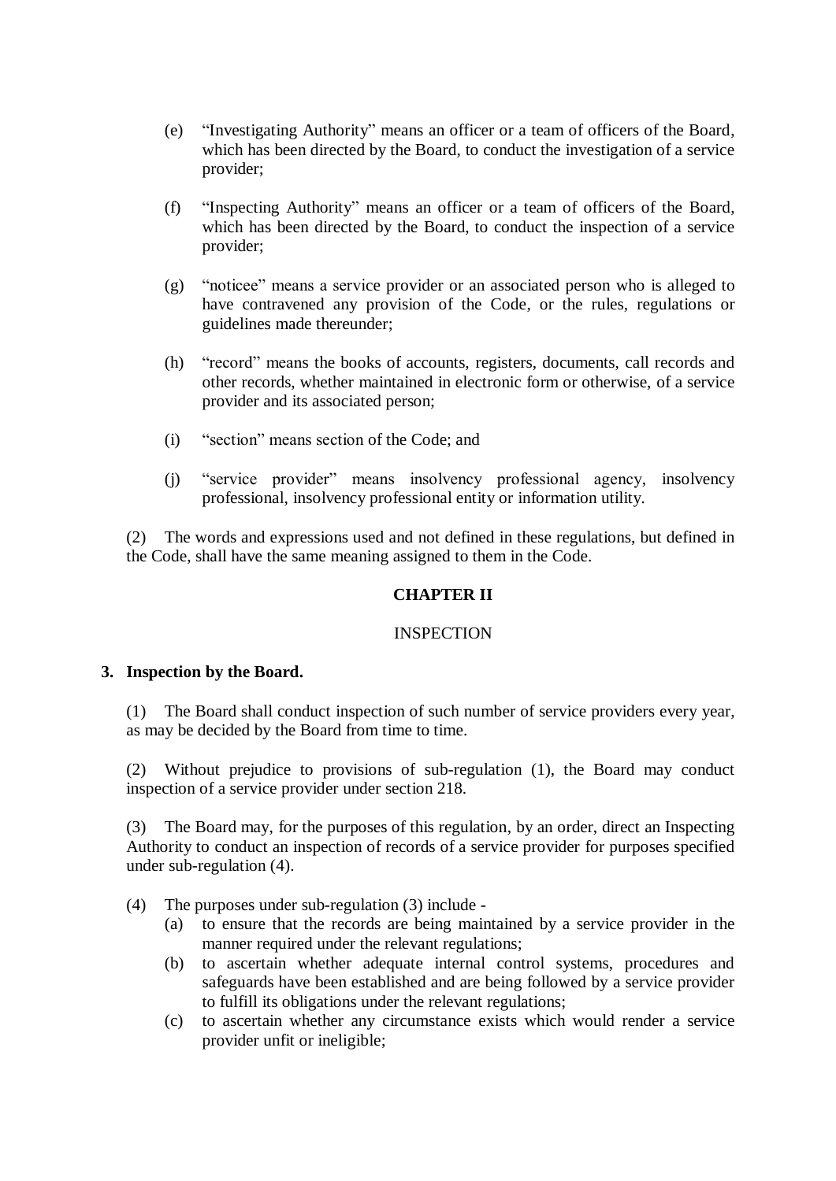(e) "Investigating Authority" means an officer or a team of officers of the Board, which has been directed by the Board, to conduct the investigation of a service provider;

(f) "Inspecting Authority" means an officer or a team of officers of the Board, which has been directed by the Board, to conduct the inspection of a service provider;

(g) "noticee" means a service provider or an associated person who is alleged to have contravened any provision of the Code, or the rules, regulations or guidelines made thereunder;

(h) "record" means the books of accounts, registers, documents, call records and other records, whether maintained in electronic form or otherwise, of a service provider and its associated person;

(i) "section" means section of the Code; and

(j) "service provider" means insolvency professional agency, insolvency professional, insolvency professional entity or information utility.

(2) The words and expressions used and not defined in these regulations, but defined in the Code, shall have the same meaning assigned to them in the Code.

## CHAPTER II

### INSPECTION

**3. Inspection by the Board.**

(1) The Board shall conduct inspection of such number of service providers every year, as may be decided by the Board from time to time.

(2) Without prejudice to provisions of sub-regulation (1), the Board may conduct inspection of a service provider under section 218.

(3) The Board may, for the purposes of this regulation, by an order, direct an Inspecting Authority to conduct an inspection of records of a service provider for purposes specified under sub-regulation (4).

(4) The purposes under sub-regulation (3) include -

(a) to ensure that the records are being maintained by a service provider in the manner required under the relevant regulations;

(b) to ascertain whether adequate internal control systems, procedures and safeguards have been established and are being followed by a service provider to fulfill its obligations under the relevant regulations;

(c) to ascertain whether any circumstance exists which would render a service provider unfit or ineligible;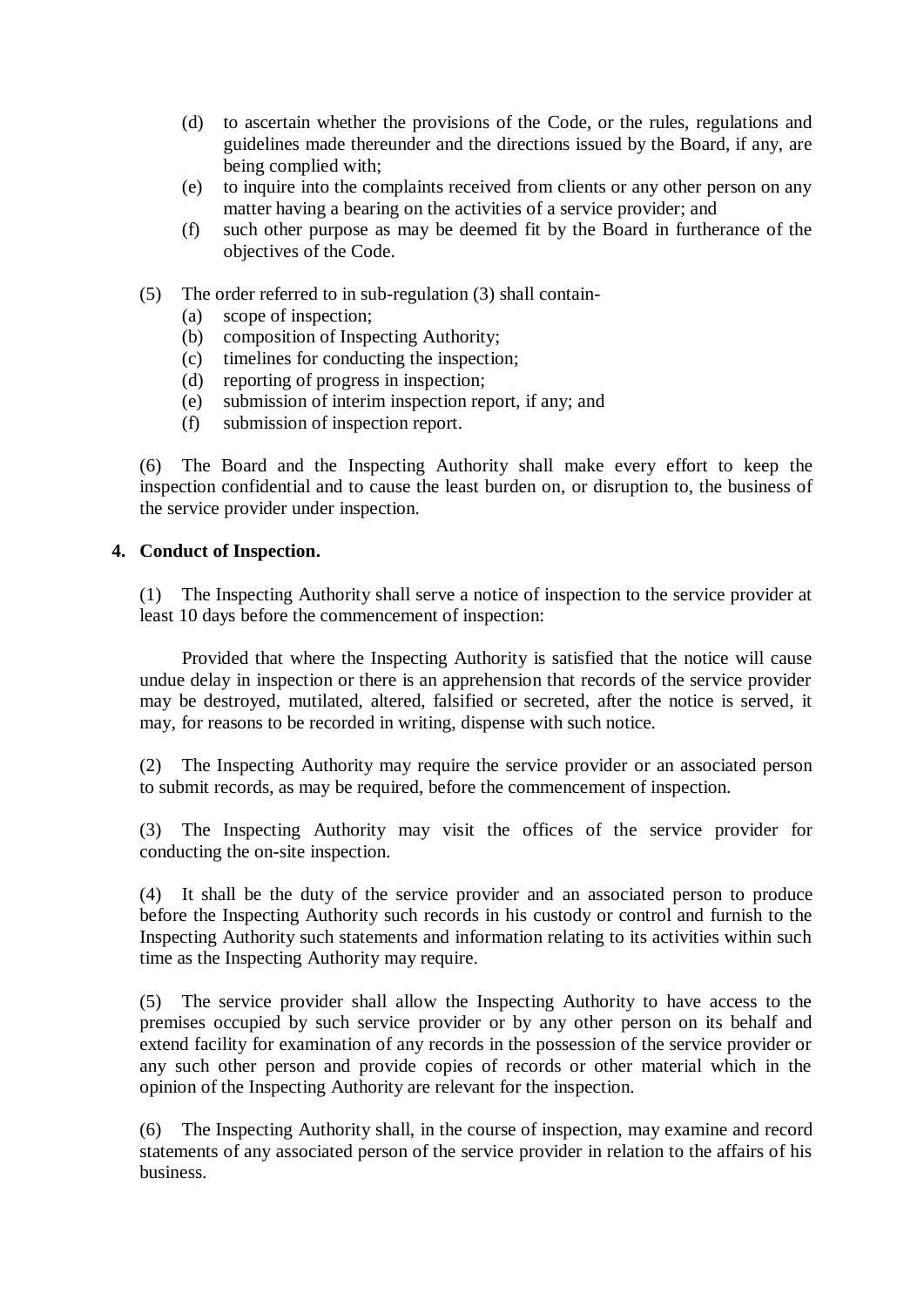(d) to ascertain whether the provisions of the Code, or the rules, regulations and guidelines made thereunder and the directions issued by the Board, if any, are being complied with;

(e) to inquire into the complaints received from clients or any other person on any matter having a bearing on the activities of a service provider; and

(f) such other purpose as may be deemed fit by the Board in furtherance of the objectives of the Code.

(5) The order referred to in sub-regulation (3) shall contain-

(a) scope of inspection;

(b) composition of Inspecting Authority;

(c) timelines for conducting the inspection;

(d) reporting of progress in inspection;

(e) submission of interim inspection report, if any; and

(f) submission of inspection report.

(6) The Board and the Inspecting Authority shall make every effort to keep the inspection confidential and to cause the least burden on, or disruption to, the business of the service provider under inspection.

**4. Conduct of Inspection.**

(1) The Inspecting Authority shall serve a notice of inspection to the service provider at least 10 days before the commencement of inspection:

Provided that where the Inspecting Authority is satisfied that the notice will cause undue delay in inspection or there is an apprehension that records of the service provider may be destroyed, mutilated, altered, falsified or secreted, after the notice is served, it may, for reasons to be recorded in writing, dispense with such notice.

(2) The Inspecting Authority may require the service provider or an associated person to submit records, as may be required, before the commencement of inspection.

(3) The Inspecting Authority may visit the offices of the service provider for conducting the on-site inspection.

(4) It shall be the duty of the service provider and an associated person to produce before the Inspecting Authority such records in his custody or control and furnish to the Inspecting Authority such statements and information relating to its activities within such time as the Inspecting Authority may require.

(5) The service provider shall allow the Inspecting Authority to have access to the premises occupied by such service provider or by any other person on its behalf and extend facility for examination of any records in the possession of the service provider or any such other person and provide copies of records or other material which in the opinion of the Inspecting Authority are relevant for the inspection.

(6) The Inspecting Authority shall, in the course of inspection, may examine and record statements of any associated person of the service provider in relation to the affairs of his business.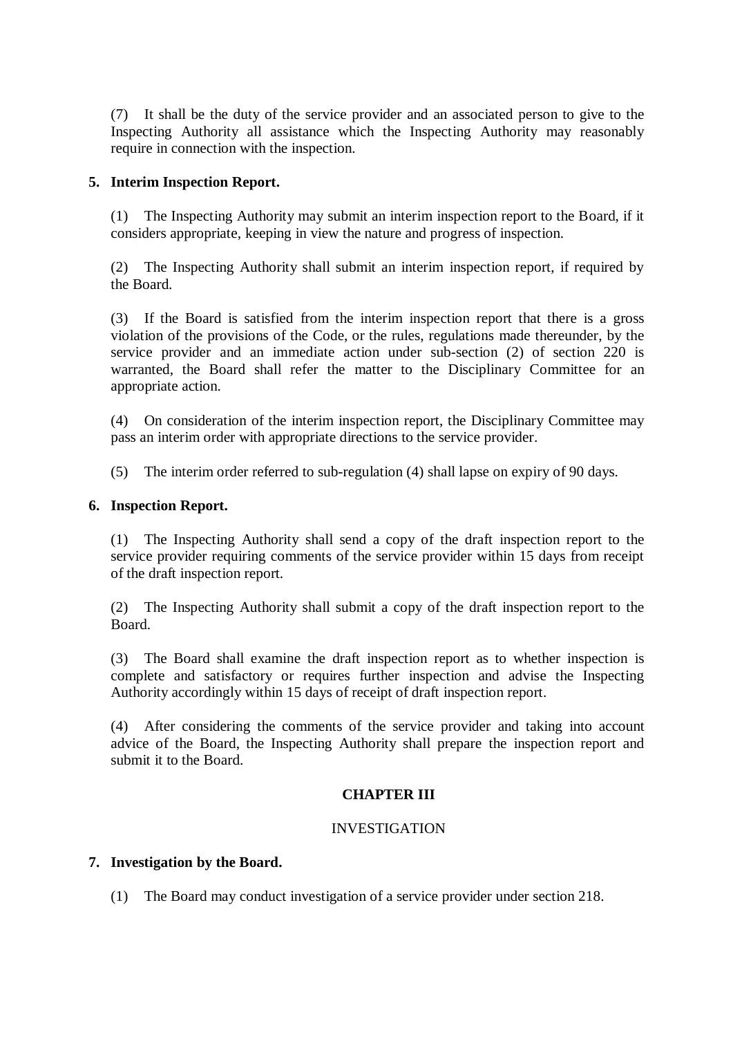(7) It shall be the duty of the service provider and an associated person to give to the Inspecting Authority all assistance which the Inspecting Authority may reasonably require in connection with the inspection.

**5. Interim Inspection Report.**

(1) The Inspecting Authority may submit an interim inspection report to the Board, if it considers appropriate, keeping in view the nature and progress of inspection.

(2) The Inspecting Authority shall submit an interim inspection report, if required by the Board.

(3) If the Board is satisfied from the interim inspection report that there is a gross violation of the provisions of the Code, or the rules, regulations made thereunder, by the service provider and an immediate action under sub-section (2) of section 220 is warranted, the Board shall refer the matter to the Disciplinary Committee for an appropriate action.

(4) On consideration of the interim inspection report, the Disciplinary Committee may pass an interim order with appropriate directions to the service provider.

(5) The interim order referred to sub-regulation (4) shall lapse on expiry of 90 days.

**6. Inspection Report.**

(1) The Inspecting Authority shall send a copy of the draft inspection report to the service provider requiring comments of the service provider within 15 days from receipt of the draft inspection report.

(2) The Inspecting Authority shall submit a copy of the draft inspection report to the Board.

(3) The Board shall examine the draft inspection report as to whether inspection is complete and satisfactory or requires further inspection and advise the Inspecting Authority accordingly within 15 days of receipt of draft inspection report.

(4) After considering the comments of the service provider and taking into account advice of the Board, the Inspecting Authority shall prepare the inspection report and submit it to the Board.

## CHAPTER III

INVESTIGATION

**7. Investigation by the Board.**

(1) The Board may conduct investigation of a service provider under section 218.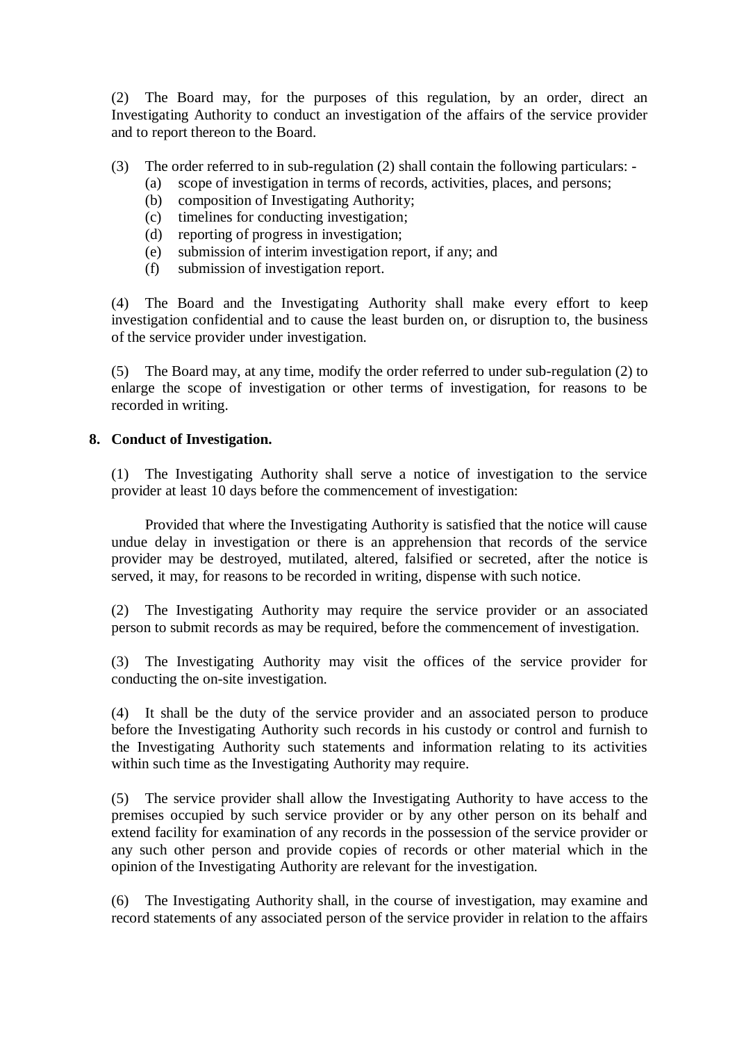(2) The Board may, for the purposes of this regulation, by an order, direct an Investigating Authority to conduct an investigation of the affairs of the service provider and to report thereon to the Board.

(3) The order referred to in sub-regulation (2) shall contain the following particulars: -

(a) scope of investigation in terms of records, activities, places, and persons;
(b) composition of Investigating Authority;
(c) timelines for conducting investigation;
(d) reporting of progress in investigation;
(e) submission of interim investigation report, if any; and
(f) submission of investigation report.

(4) The Board and the Investigating Authority shall make every effort to keep investigation confidential and to cause the least burden on, or disruption to, the business of the service provider under investigation.

(5) The Board may, at any time, modify the order referred to under sub-regulation (2) to enlarge the scope of investigation or other terms of investigation, for reasons to be recorded in writing.

**8. Conduct of Investigation.**

(1) The Investigating Authority shall serve a notice of investigation to the service provider at least 10 days before the commencement of investigation:

Provided that where the Investigating Authority is satisfied that the notice will cause undue delay in investigation or there is an apprehension that records of the service provider may be destroyed, mutilated, altered, falsified or secreted, after the notice is served, it may, for reasons to be recorded in writing, dispense with such notice.

(2) The Investigating Authority may require the service provider or an associated person to submit records as may be required, before the commencement of investigation.

(3) The Investigating Authority may visit the offices of the service provider for conducting the on-site investigation.

(4) It shall be the duty of the service provider and an associated person to produce before the Investigating Authority such records in his custody or control and furnish to the Investigating Authority such statements and information relating to its activities within such time as the Investigating Authority may require.

(5) The service provider shall allow the Investigating Authority to have access to the premises occupied by such service provider or by any other person on its behalf and extend facility for examination of any records in the possession of the service provider or any such other person and provide copies of records or other material which in the opinion of the Investigating Authority are relevant for the investigation.

(6) The Investigating Authority shall, in the course of investigation, may examine and record statements of any associated person of the service provider in relation to the affairs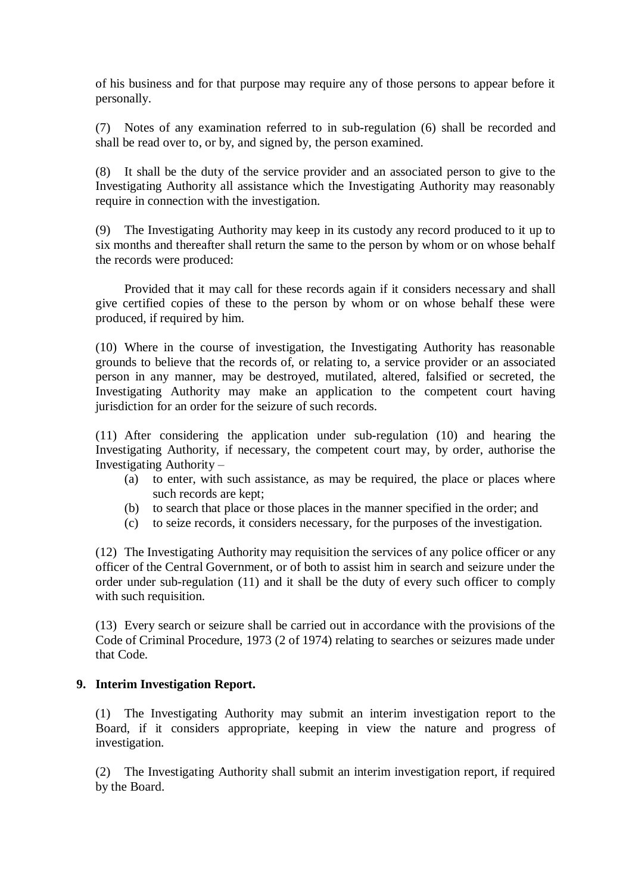of his business and for that purpose may require any of those persons to appear before it personally.

(7) Notes of any examination referred to in sub-regulation (6) shall be recorded and shall be read over to, or by, and signed by, the person examined.

(8) It shall be the duty of the service provider and an associated person to give to the Investigating Authority all assistance which the Investigating Authority may reasonably require in connection with the investigation.

(9) The Investigating Authority may keep in its custody any record produced to it up to six months and thereafter shall return the same to the person by whom or on whose behalf the records were produced:

Provided that it may call for these records again if it considers necessary and shall give certified copies of these to the person by whom or on whose behalf these were produced, if required by him.

(10) Where in the course of investigation, the Investigating Authority has reasonable grounds to believe that the records of, or relating to, a service provider or an associated person in any manner, may be destroyed, mutilated, altered, falsified or secreted, the Investigating Authority may make an application to the competent court having jurisdiction for an order for the seizure of such records.

(11) After considering the application under sub-regulation (10) and hearing the Investigating Authority, if necessary, the competent court may, by order, authorise the Investigating Authority –

- (a) to enter, with such assistance, as may be required, the place or places where such records are kept;
- (b) to search that place or those places in the manner specified in the order; and
- (c) to seize records, it considers necessary, for the purposes of the investigation.

(12) The Investigating Authority may requisition the services of any police officer or any officer of the Central Government, or of both to assist him in search and seizure under the order under sub-regulation (11) and it shall be the duty of every such officer to comply with such requisition.

(13) Every search or seizure shall be carried out in accordance with the provisions of the Code of Criminal Procedure, 1973 (2 of 1974) relating to searches or seizures made under that Code.

**9. Interim Investigation Report.**

(1) The Investigating Authority may submit an interim investigation report to the Board, if it considers appropriate, keeping in view the nature and progress of investigation.

(2) The Investigating Authority shall submit an interim investigation report, if required by the Board.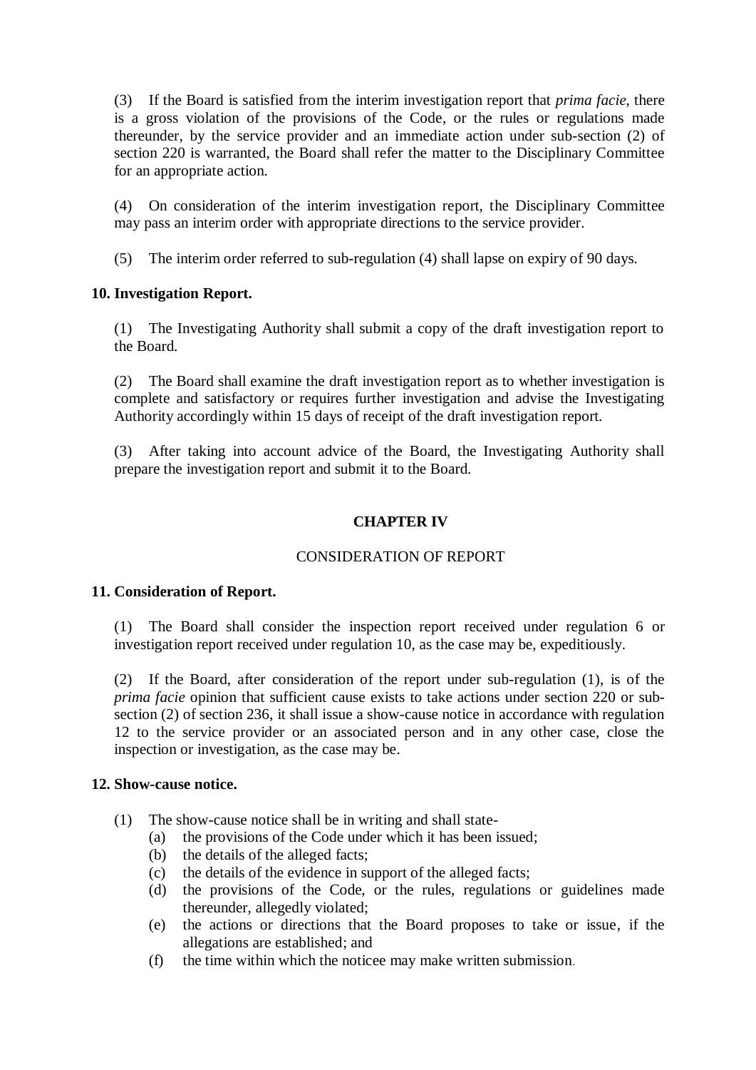(3) If the Board is satisfied from the interim investigation report that *prima facie*, there is a gross violation of the provisions of the Code, or the rules or regulations made thereunder, by the service provider and an immediate action under sub-section (2) of section 220 is warranted, the Board shall refer the matter to the Disciplinary Committee for an appropriate action.

(4) On consideration of the interim investigation report, the Disciplinary Committee may pass an interim order with appropriate directions to the service provider.

(5) The interim order referred to sub-regulation (4) shall lapse on expiry of 90 days.

**10. Investigation Report.**

(1) The Investigating Authority shall submit a copy of the draft investigation report to the Board.

(2) The Board shall examine the draft investigation report as to whether investigation is complete and satisfactory or requires further investigation and advise the Investigating Authority accordingly within 15 days of receipt of the draft investigation report.

(3) After taking into account advice of the Board, the Investigating Authority shall prepare the investigation report and submit it to the Board.

## CHAPTER IV

CONSIDERATION OF REPORT

**11. Consideration of Report.**

(1) The Board shall consider the inspection report received under regulation 6 or investigation report received under regulation 10, as the case may be, expeditiously.

(2) If the Board, after consideration of the report under sub-regulation (1), is of the *prima facie* opinion that sufficient cause exists to take actions under section 220 or sub-section (2) of section 236, it shall issue a show-cause notice in accordance with regulation 12 to the service provider or an associated person and in any other case, close the inspection or investigation, as the case may be.

**12. Show-cause notice.**

(1) The show-cause notice shall be in writing and shall state-

- (a) the provisions of the Code under which it has been issued;
- (b) the details of the alleged facts;
- (c) the details of the evidence in support of the alleged facts;
- (d) the provisions of the Code, or the rules, regulations or guidelines made thereunder, allegedly violated;
- (e) the actions or directions that the Board proposes to take or issue, if the allegations are established; and
- (f) the time within which the noticee may make written submission.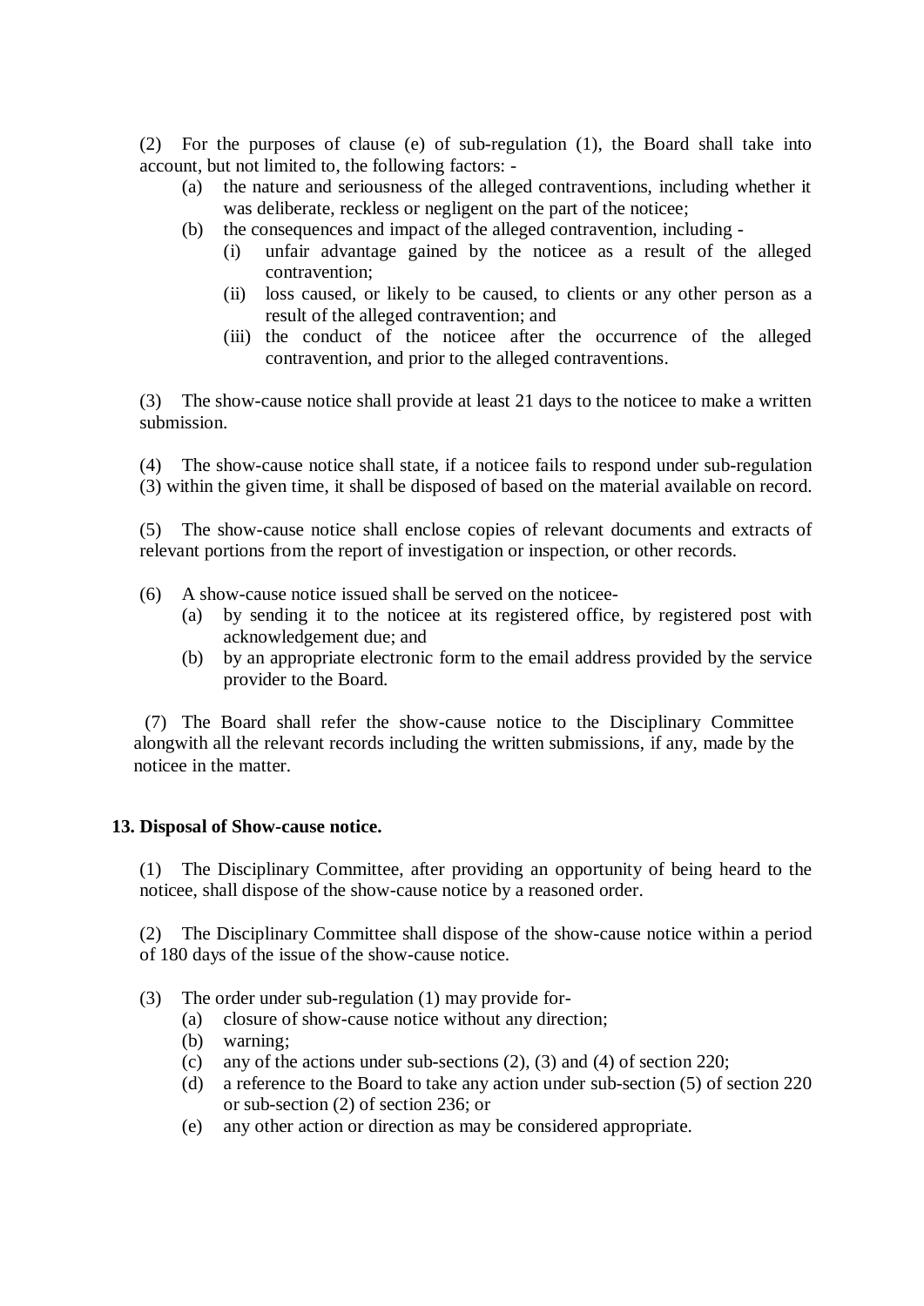(2) For the purposes of clause (e) of sub-regulation (1), the Board shall take into account, but not limited to, the following factors: -

(a) the nature and seriousness of the alleged contraventions, including whether it was deliberate, reckless or negligent on the part of the noticee;

(b) the consequences and impact of the alleged contravention, including -

(i) unfair advantage gained by the noticee as a result of the alleged contravention;

(ii) loss caused, or likely to be caused, to clients or any other person as a result of the alleged contravention; and

(iii) the conduct of the noticee after the occurrence of the alleged contravention, and prior to the alleged contraventions.

(3) The show-cause notice shall provide at least 21 days to the noticee to make a written submission.

(4) The show-cause notice shall state, if a noticee fails to respond under sub-regulation (3) within the given time, it shall be disposed of based on the material available on record.

(5) The show-cause notice shall enclose copies of relevant documents and extracts of relevant portions from the report of investigation or inspection, or other records.

(6) A show-cause notice issued shall be served on the noticee-

(a) by sending it to the noticee at its registered office, by registered post with acknowledgement due; and

(b) by an appropriate electronic form to the email address provided by the service provider to the Board.

(7) The Board shall refer the show-cause notice to the Disciplinary Committee alongwith all the relevant records including the written submissions, if any, made by the noticee in the matter.

**13. Disposal of Show-cause notice.**

(1) The Disciplinary Committee, after providing an opportunity of being heard to the noticee, shall dispose of the show-cause notice by a reasoned order.

(2) The Disciplinary Committee shall dispose of the show-cause notice within a period of 180 days of the issue of the show-cause notice.

(3) The order under sub-regulation (1) may provide for-

(a) closure of show-cause notice without any direction;

(b) warning;

(c) any of the actions under sub-sections (2), (3) and (4) of section 220;

(d) a reference to the Board to take any action under sub-section (5) of section 220 or sub-section (2) of section 236; or

(e) any other action or direction as may be considered appropriate.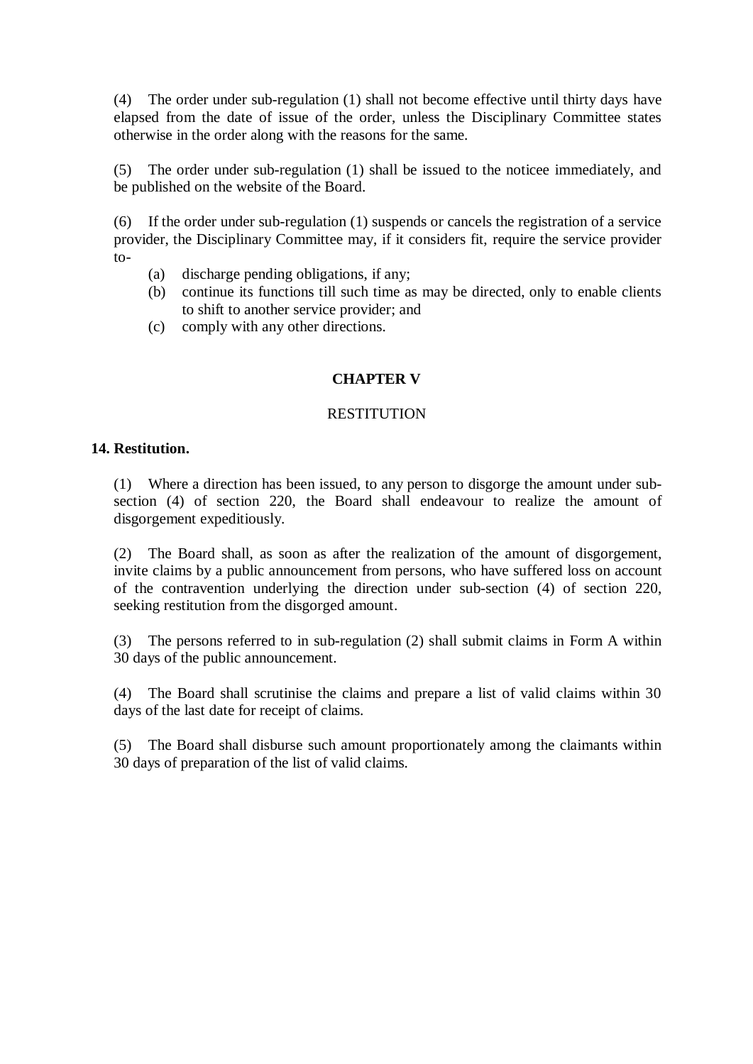(4) The order under sub-regulation (1) shall not become effective until thirty days have elapsed from the date of issue of the order, unless the Disciplinary Committee states otherwise in the order along with the reasons for the same.

(5) The order under sub-regulation (1) shall be issued to the noticee immediately, and be published on the website of the Board.

(6) If the order under sub-regulation (1) suspends or cancels the registration of a service provider, the Disciplinary Committee may, if it considers fit, require the service provider to-

  (a) discharge pending obligations, if any;
  (b) continue its functions till such time as may be directed, only to enable clients to shift to another service provider; and
  (c) comply with any other directions.

## CHAPTER V

## RESTITUTION

**14. Restitution.**

(1) Where a direction has been issued, to any person to disgorge the amount under sub-section (4) of section 220, the Board shall endeavour to realize the amount of disgorgement expeditiously.

(2) The Board shall, as soon as after the realization of the amount of disgorgement, invite claims by a public announcement from persons, who have suffered loss on account of the contravention underlying the direction under sub-section (4) of section 220, seeking restitution from the disgorged amount.

(3) The persons referred to in sub-regulation (2) shall submit claims in Form A within 30 days of the public announcement.

(4) The Board shall scrutinise the claims and prepare a list of valid claims within 30 days of the last date for receipt of claims.

(5) The Board shall disburse such amount proportionately among the claimants within 30 days of preparation of the list of valid claims.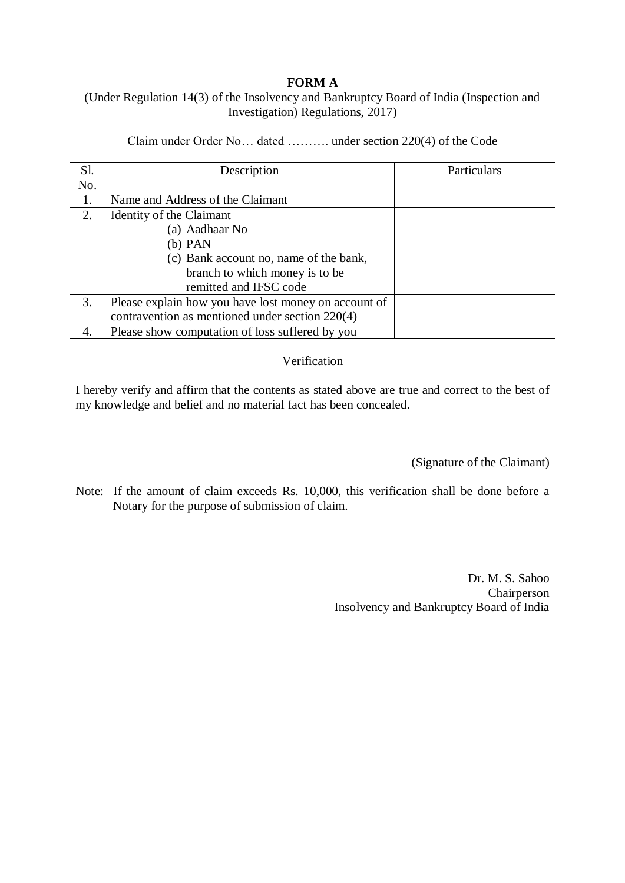**FORM A**

(Under Regulation 14(3) of the Insolvency and Bankruptcy Board of India (Inspection and Investigation) Regulations, 2017)

Claim under Order No… dated ………. under section 220(4) of the Code

| Sl. No. | Description | Particulars |
|---|---|---|
| 1. | Name and Address of the Claimant | |
| 2. | Identity of the Claimant<br>(a) Aadhaar No<br>(b) PAN<br>(c) Bank account no, name of the bank, branch to which money is to be remitted and IFSC code | |
| 3. | Please explain how you have lost money on account of contravention as mentioned under section 220(4) | |
| 4. | Please show computation of loss suffered by you | |

Verification

I hereby verify and affirm that the contents as stated above are true and correct to the best of my knowledge and belief and no material fact has been concealed.

(Signature of the Claimant)

Note: If the amount of claim exceeds Rs. 10,000, this verification shall be done before a Notary for the purpose of submission of claim.

Dr. M. S. Sahoo
Chairperson
Insolvency and Bankruptcy Board of India